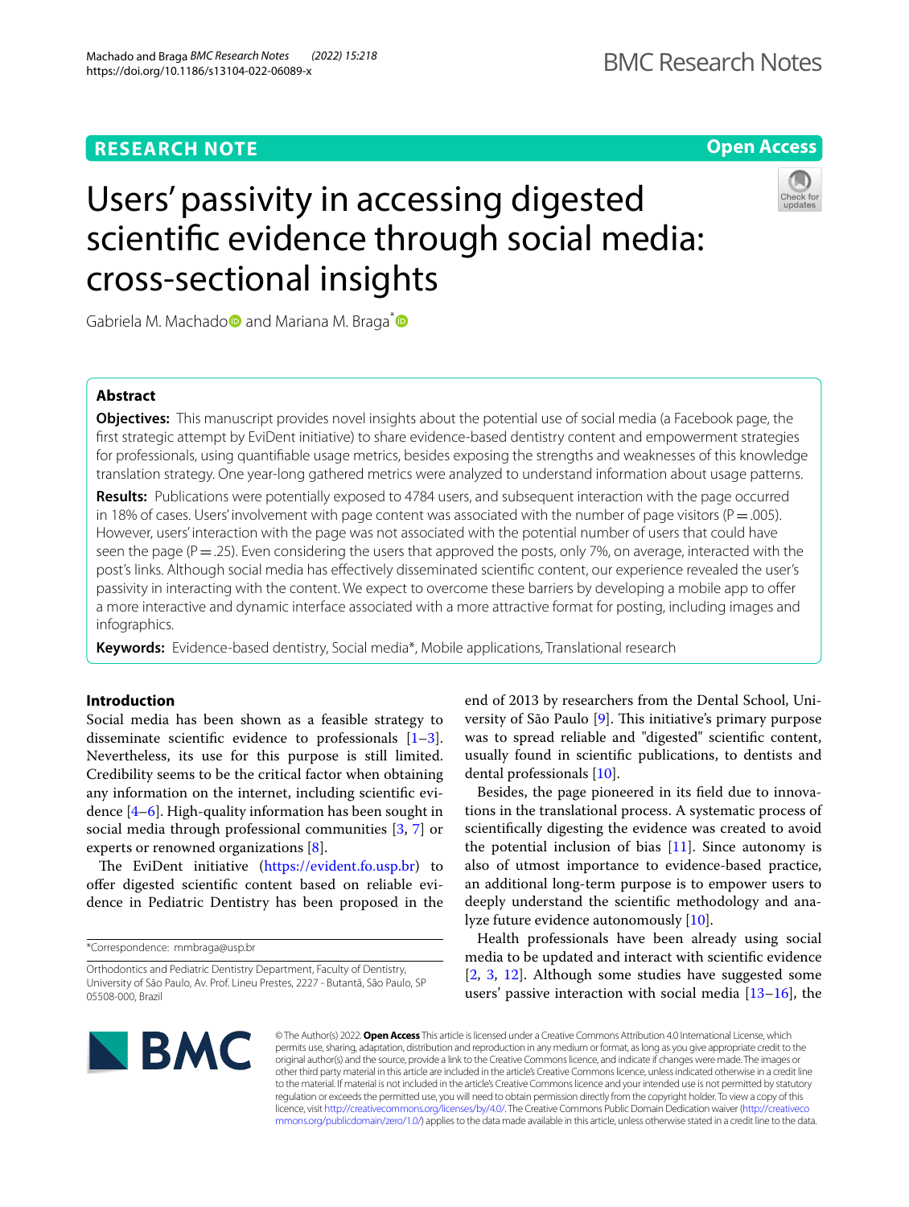RESEARCH NOTE

Open Access

# Users' passivity in accessing digested scientific evidence through social media: cross-sectional insights

Gabriela M. Machado and Mariana M. Braga*

## Abstract

**Objectives:** This manuscript provides novel insights about the potential use of social media (a Facebook page, the first strategic attempt by EviDent initiative) to share evidence-based dentistry content and empowerment strategies for professionals, using quantifiable usage metrics, besides exposing the strengths and weaknesses of this knowledge translation strategy. One year-long gathered metrics were analyzed to understand information about usage patterns.

**Results:** Publications were potentially exposed to 4784 users, and subsequent interaction with the page occurred in 18% of cases. Users' involvement with page content was associated with the number of page visitors (P = .005). However, users' interaction with the page was not associated with the potential number of users that could have seen the page (P = .25). Even considering the users that approved the posts, only 7%, on average, interacted with the post's links. Although social media has effectively disseminated scientific content, our experience revealed the user's passivity in interacting with the content. We expect to overcome these barriers by developing a mobile app to offer a more interactive and dynamic interface associated with a more attractive format for posting, including images and infographics.

**Keywords:** Evidence-based dentistry, Social media*, Mobile applications, Translational research

## Introduction

Social media has been shown as a feasible strategy to disseminate scientific evidence to professionals [1–3]. Nevertheless, its use for this purpose is still limited. Credibility seems to be the critical factor when obtaining any information on the internet, including scientific evidence [4–6]. High-quality information has been sought in social media through professional communities [3, 7] or experts or renowned organizations [8].

The EviDent initiative (https://evident.fo.usp.br) to offer digested scientific content based on reliable evidence in Pediatric Dentistry has been proposed in the end of 2013 by researchers from the Dental School, University of São Paulo [9]. This initiative's primary purpose was to spread reliable and "digested" scientific content, usually found in scientific publications, to dentists and dental professionals [10].

Besides, the page pioneered in its field due to innovations in the translational process. A systematic process of scientifically digesting the evidence was created to avoid the potential inclusion of bias [11]. Since autonomy is also of utmost importance to evidence-based practice, an additional long-term purpose is to empower users to deeply understand the scientific methodology and analyze future evidence autonomously [10].

Health professionals have been already using social media to be updated and interact with scientific evidence [2, 3, 12]. Although some studies have suggested some users' passive interaction with social media [13–16], the

*Correspondence: mmbraga@usp.br

Orthodontics and Pediatric Dentistry Department, Faculty of Dentistry, University of São Paulo, Av. Prof. Lineu Prestes, 2227 - Butantã, São Paulo, SP 05508-000, Brazil

© The Author(s) 2022. **Open Access** This article is licensed under a Creative Commons Attribution 4.0 International License, which permits use, sharing, adaptation, distribution and reproduction in any medium or format, as long as you give appropriate credit to the original author(s) and the source, provide a link to the Creative Commons licence, and indicate if changes were made. The images or other third party material in this article are included in the article's Creative Commons licence, unless indicated otherwise in a credit line to the material. If material is not included in the article's Creative Commons licence and your intended use is not permitted by statutory regulation or exceeds the permitted use, you will need to obtain permission directly from the copyright holder. To view a copy of this licence, visit http://creativecommons.org/licenses/by/4.0/. The Creative Commons Public Domain Dedication waiver (http://creativecommons.org/publicdomain/zero/1.0/) applies to the data made available in this article, unless otherwise stated in a credit line to the data.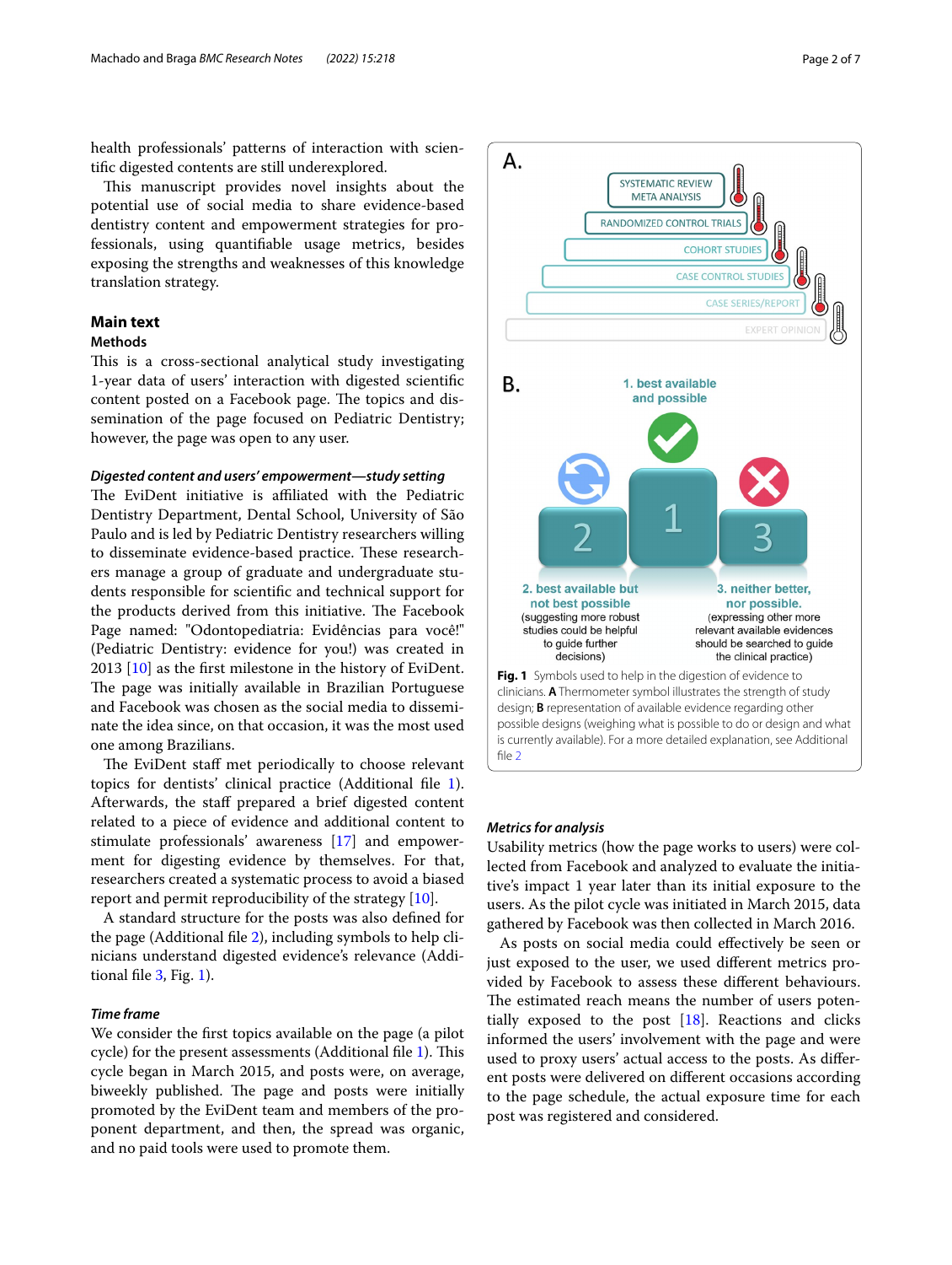health professionals' patterns of interaction with scientific digested contents are still underexplored.

This manuscript provides novel insights about the potential use of social media to share evidence-based dentistry content and empowerment strategies for professionals, using quantifiable usage metrics, besides exposing the strengths and weaknesses of this knowledge translation strategy.

## Main text

### Methods

This is a cross-sectional analytical study investigating 1-year data of users' interaction with digested scientific content posted on a Facebook page. The topics and dissemination of the page focused on Pediatric Dentistry; however, the page was open to any user.

#### *Digested content and users' empowerment—study setting*

The EviDent initiative is affiliated with the Pediatric Dentistry Department, Dental School, University of São Paulo and is led by Pediatric Dentistry researchers willing to disseminate evidence-based practice. These researchers manage a group of graduate and undergraduate students responsible for scientific and technical support for the products derived from this initiative. The Facebook Page named: "Odontopediatria: Evidências para você!" (Pediatric Dentistry: evidence for you!) was created in 2013 [10] as the first milestone in the history of EviDent. The page was initially available in Brazilian Portuguese and Facebook was chosen as the social media to disseminate the idea since, on that occasion, it was the most used one among Brazilians.

The EviDent staff met periodically to choose relevant topics for dentists' clinical practice (Additional file 1). Afterwards, the staff prepared a brief digested content related to a piece of evidence and additional content to stimulate professionals' awareness [17] and empowerment for digesting evidence by themselves. For that, researchers created a systematic process to avoid a biased report and permit reproducibility of the strategy [10].

A standard structure for the posts was also defined for the page (Additional file 2), including symbols to help clinicians understand digested evidence's relevance (Additional file 3, Fig. 1).

A. SYSTEMATIC REVIEW META ANALYSIS; RANDOMIZED CONTROL TRIALS; COHORT STUDIES; CASE CONTROL STUDIES; CASE SERIES/REPORT; EXPERT OPINION

B. 1. best available and possible; 2. best available but not best possible (suggesting more robust studies could be helpful to guide further decisions); 3. neither better, nor possible. (expressing other more relevant available evidences should be searched to guide the clinical practice)

**Fig. 1** Symbols used to help in the digestion of evidence to clinicians. **A** Thermometer symbol illustrates the strength of study design; **B** representation of available evidence regarding other possible designs (weighing what is possible to do or design and what is currently available). For a more detailed explanation, see Additional file 2

#### *Time frame*

We consider the first topics available on the page (a pilot cycle) for the present assessments (Additional file 1). This cycle began in March 2015, and posts were, on average, biweekly published. The page and posts were initially promoted by the EviDent team and members of the proponent department, and then, the spread was organic, and no paid tools were used to promote them.

#### *Metrics for analysis*

Usability metrics (how the page works to users) were collected from Facebook and analyzed to evaluate the initiative's impact 1 year later than its initial exposure to the users. As the pilot cycle was initiated in March 2015, data gathered by Facebook was then collected in March 2016.

As posts on social media could effectively be seen or just exposed to the user, we used different metrics provided by Facebook to assess these different behaviours. The estimated reach means the number of users potentially exposed to the post [18]. Reactions and clicks informed the users' involvement with the page and were used to proxy users' actual access to the posts. As different posts were delivered on different occasions according to the page schedule, the actual exposure time for each post was registered and considered.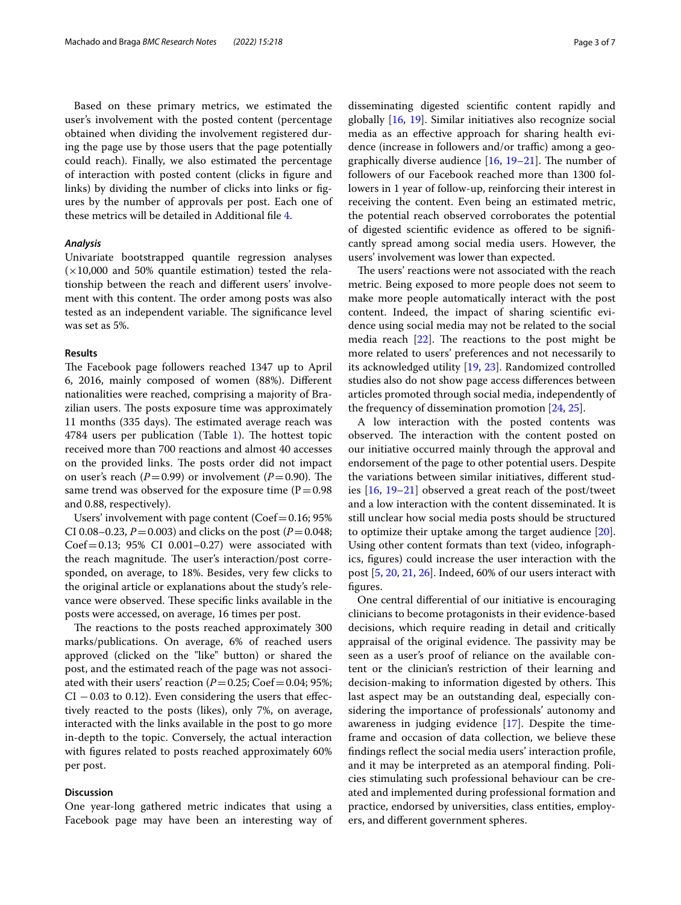Based on these primary metrics, we estimated the user's involvement with the posted content (percentage obtained when dividing the involvement registered during the page use by those users that the page potentially could reach). Finally, we also estimated the percentage of interaction with posted content (clicks in figure and links) by dividing the number of clicks into links or figures by the number of approvals per post. Each one of these metrics will be detailed in Additional file 4.

### *Analysis*

Univariate bootstrapped quantile regression analyses (×10,000 and 50% quantile estimation) tested the relationship between the reach and different users' involvement with this content. The order among posts was also tested as an independent variable. The significance level was set as 5%.

## Results

The Facebook page followers reached 1347 up to April 6, 2016, mainly composed of women (88%). Different nationalities were reached, comprising a majority of Brazilian users. The posts exposure time was approximately 11 months (335 days). The estimated average reach was 4784 users per publication (Table 1). The hottest topic received more than 700 reactions and almost 40 accesses on the provided links. The posts order did not impact on user's reach ($P = 0.99$) or involvement ($P = 0.90$). The same trend was observed for the exposure time ($P = 0.98$ and 0.88, respectively).

Users' involvement with page content (Coef = 0.16; 95% CI 0.08–0.23, $P = 0.003$) and clicks on the post ($P = 0.048$; Coef = 0.13; 95% CI 0.001–0.27) were associated with the reach magnitude. The user's interaction/post corresponded, on average, to 18%. Besides, very few clicks to the original article or explanations about the study's relevance were observed. These specific links available in the posts were accessed, on average, 16 times per post.

The reactions to the posts reached approximately 300 marks/publications. On average, 6% of reached users approved (clicked on the "like" button) or shared the post, and the estimated reach of the page was not associated with their users' reaction ($P = 0.25$; Coef = 0.04; 95%; CI −0.03 to 0.12). Even considering the users that effectively reacted to the posts (likes), only 7%, on average, interacted with the links available in the post to go more in-depth to the topic. Conversely, the actual interaction with figures related to posts reached approximately 60% per post.

## Discussion

One year-long gathered metric indicates that using a Facebook page may have been an interesting way of disseminating digested scientific content rapidly and globally [16, 19]. Similar initiatives also recognize social media as an effective approach for sharing health evidence (increase in followers and/or traffic) among a geographically diverse audience [16, 19–21]. The number of followers of our Facebook reached more than 1300 followers in 1 year of follow-up, reinforcing their interest in receiving the content. Even being an estimated metric, the potential reach observed corroborates the potential of digested scientific evidence as offered to be significantly spread among social media users. However, the users' involvement was lower than expected.

The users' reactions were not associated with the reach metric. Being exposed to more people does not seem to make more people automatically interact with the post content. Indeed, the impact of sharing scientific evidence using social media may not be related to the social media reach [22]. The reactions to the post might be more related to users' preferences and not necessarily to its acknowledged utility [19, 23]. Randomized controlled studies also do not show page access differences between articles promoted through social media, independently of the frequency of dissemination promotion [24, 25].

A low interaction with the posted contents was observed. The interaction with the content posted on our initiative occurred mainly through the approval and endorsement of the page to other potential users. Despite the variations between similar initiatives, different studies [16, 19–21] observed a great reach of the post/tweet and a low interaction with the content disseminated. It is still unclear how social media posts should be structured to optimize their uptake among the target audience [20]. Using other content formats than text (video, infographics, figures) could increase the user interaction with the post [5, 20, 21, 26]. Indeed, 60% of our users interact with figures.

One central differential of our initiative is encouraging clinicians to become protagonists in their evidence-based decisions, which require reading in detail and critically appraisal of the original evidence. The passivity may be seen as a user's proof of reliance on the available content or the clinician's restriction of their learning and decision-making to information digested by others. This last aspect may be an outstanding deal, especially considering the importance of professionals' autonomy and awareness in judging evidence [17]. Despite the timeframe and occasion of data collection, we believe these findings reflect the social media users' interaction profile, and it may be interpreted as an atemporal finding. Policies stimulating such professional behaviour can be created and implemented during professional formation and practice, endorsed by universities, class entities, employers, and different government spheres.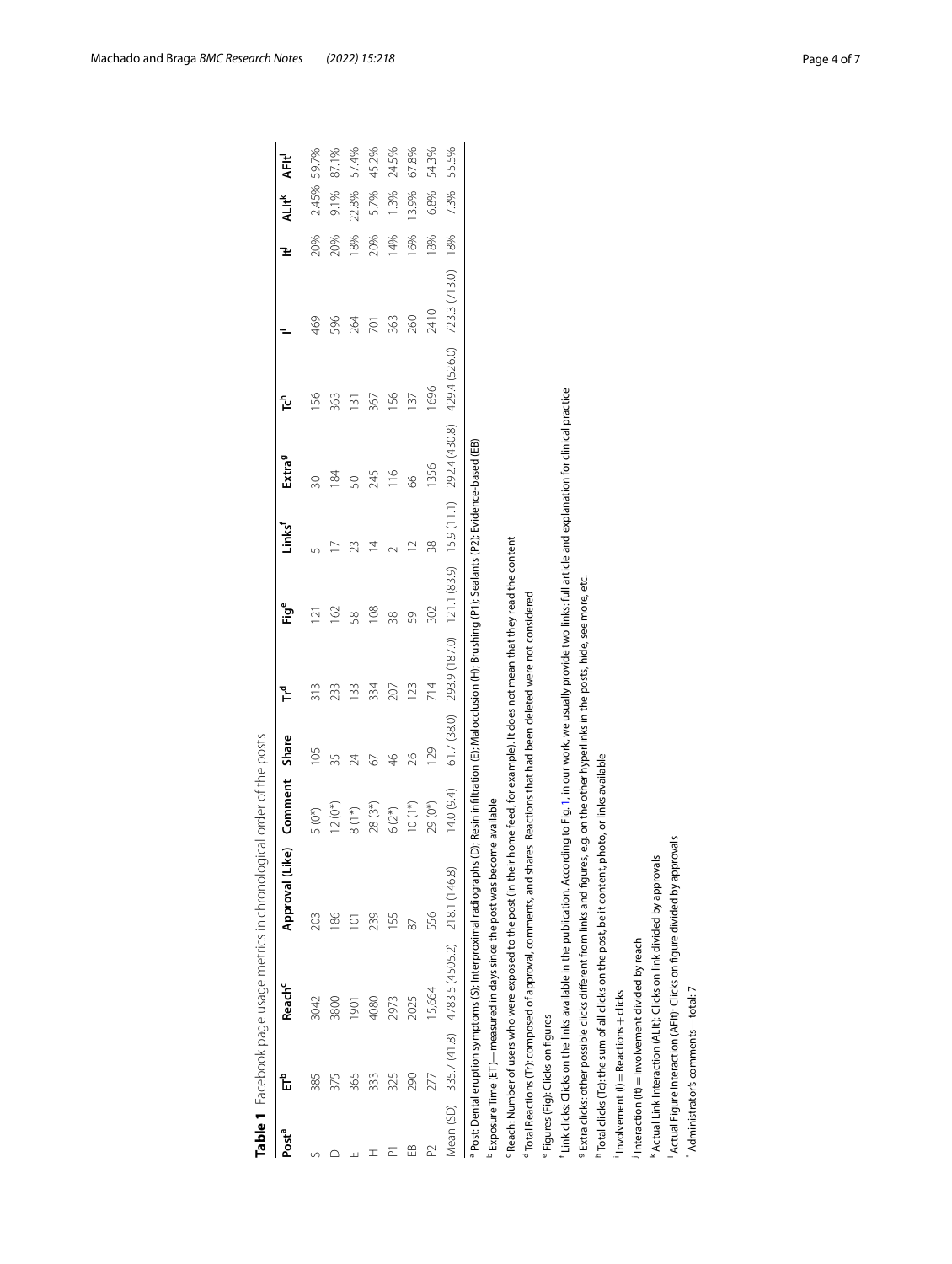**Table 1** Facebook page usage metrics in chronological order of the posts

| Post[a] | ET[b] | Reach[c] | Approval (Like) | Comment | Share | Tr[d] | Fig[e] | Links[f] | Extra[g] | Tc[h] | I[i] | It[j] | ALIt[k] | AFIt[l] |
|---|---|---|---|---|---|---|---|---|---|---|---|---|---|---|
| S | 385 | 3042 | 203 | 5 (0*) | 105 | 313 | 121 | 5 | 30 | 156 | 469 | 20% | 2.45% | 59.7% |
| D | 375 | 3800 | 186 | 12 (0*) | 35 | 233 | 162 | 17 | 184 | 363 | 596 | 20% | 9.1% | 87.1% |
| E | 365 | 1901 | 101 | 8 (1*) | 24 | 133 | 58 | 23 | 50 | 131 | 264 | 18% | 22.8% | 57.4% |
| H | 333 | 4080 | 239 | 28 (3*) | 67 | 334 | 108 | 14 | 245 | 367 | 701 | 20% | 5.7% | 45.2% |
| P1 | 325 | 2973 | 155 | 6 (2*) | 46 | 207 | 38 | 2 | 116 | 156 | 363 | 14% | 1.3% | 24.5% |
| EB | 290 | 2025 | 87 | 10 (1*) | 26 | 123 | 59 | 12 | 66 | 137 | 260 | 16% | 13.9% | 67.8% |
| P2 | 277 | 15,664 | 556 | 29 (0*) | 129 | 714 | 302 | 38 | 1356 | 1696 | 2410 | 18% | 6.8% | 54.3% |
| Mean (SD) | 335.7 (41.8) | 4783.5 (4505.2) | 218.1 (146.8) | 14.0 (9.4) | 61.7 (38.0) | 293.9 (187.0) | 121.1 (83.9) | 15.9 (11.1) | 292.4 (430.8) | 429.4 (526.0) | 723.3 (713.0) | 18% | 7.3% | 55.5% |

[a] Post: Dental eruption symptoms (S); Interproximal radiographs (D); Resin infiltration (E); Malocclusion (H); Brushing (P1); Sealants (P2); Evidence-based (EB)

[b] Exposure Time (ET)—measured in days since the post was become available

[c] Reach: Number of users who were exposed to the post (in their home feed, for example). It does not mean that they read the content

[d] Total Reactions (Tr): composed of approval, comments, and shares. Reactions that had been deleted were not considered

[e] Figures (Fig): Clicks on figures

[f] Link clicks: Clicks on the links available in the publication. According to Fig. 1, in our work, we usually provide two links: full article and explanation for clinical practice

[g] Extra clicks: other possible clicks different from links and figures, e.g. on the other hyperlinks in the posts, hide, see more, etc.

[h] Total clicks (Tc): the sum of all clicks on the post, be it content, photo, or links available

[i] Involvement (I) = Reactions + clicks

[j] Interaction (It) = Involvement divided by reach

[k] Actual Link Interaction (ALIt): Clicks on link divided by approvals

[l] Actual Figure Interaction (AFIt): Clicks on figure divided by approvals

\* Administrator's comments—total: 7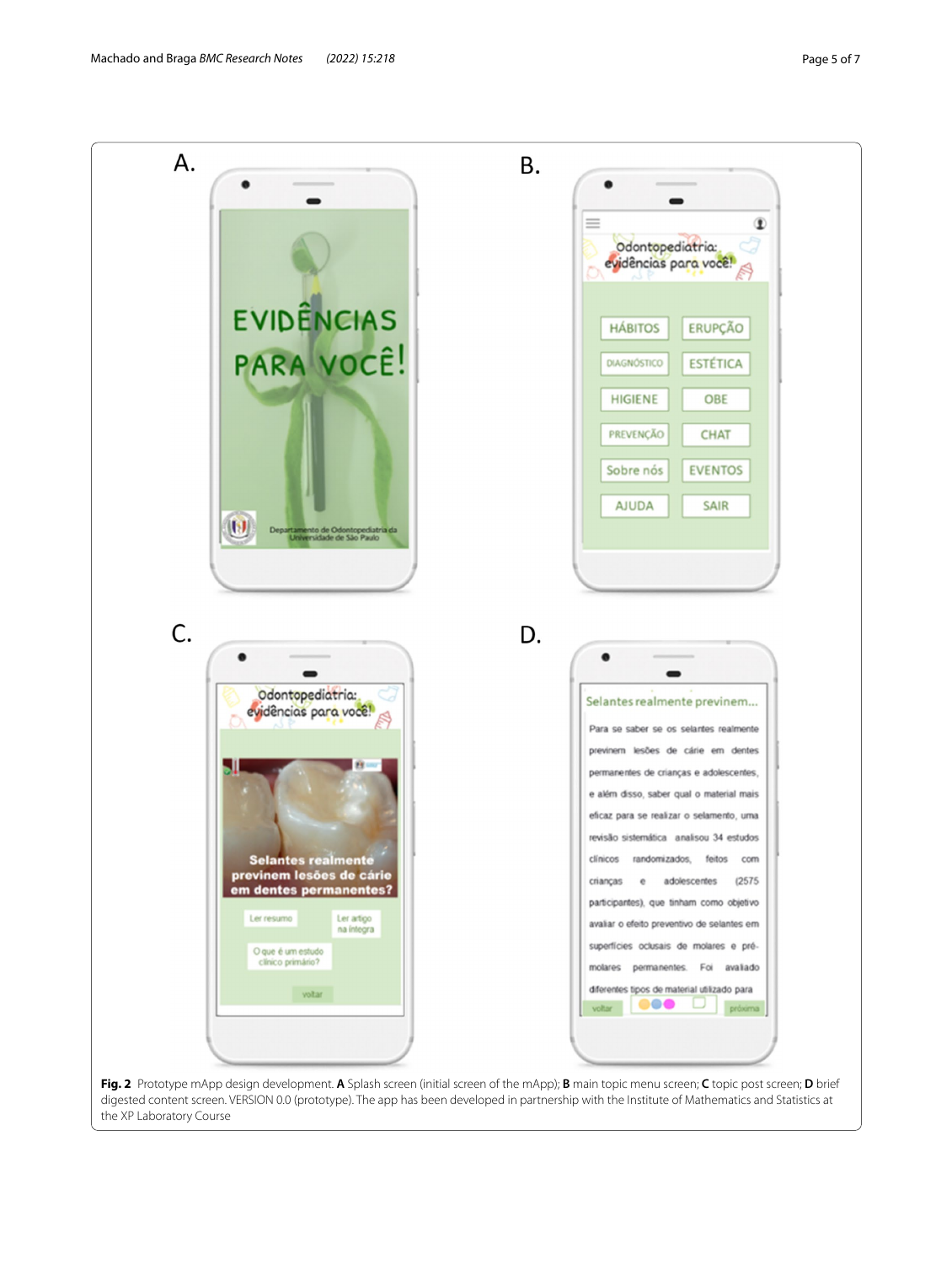**Fig. 2** Prototype mApp design development. **A** Splash screen (initial screen of the mApp); **B** main topic menu screen; **C** topic post screen; **D** brief digested content screen. VERSION 0.0 (prototype). The app has been developed in partnership with the Institute of Mathematics and Statistics at the XP Laboratory Course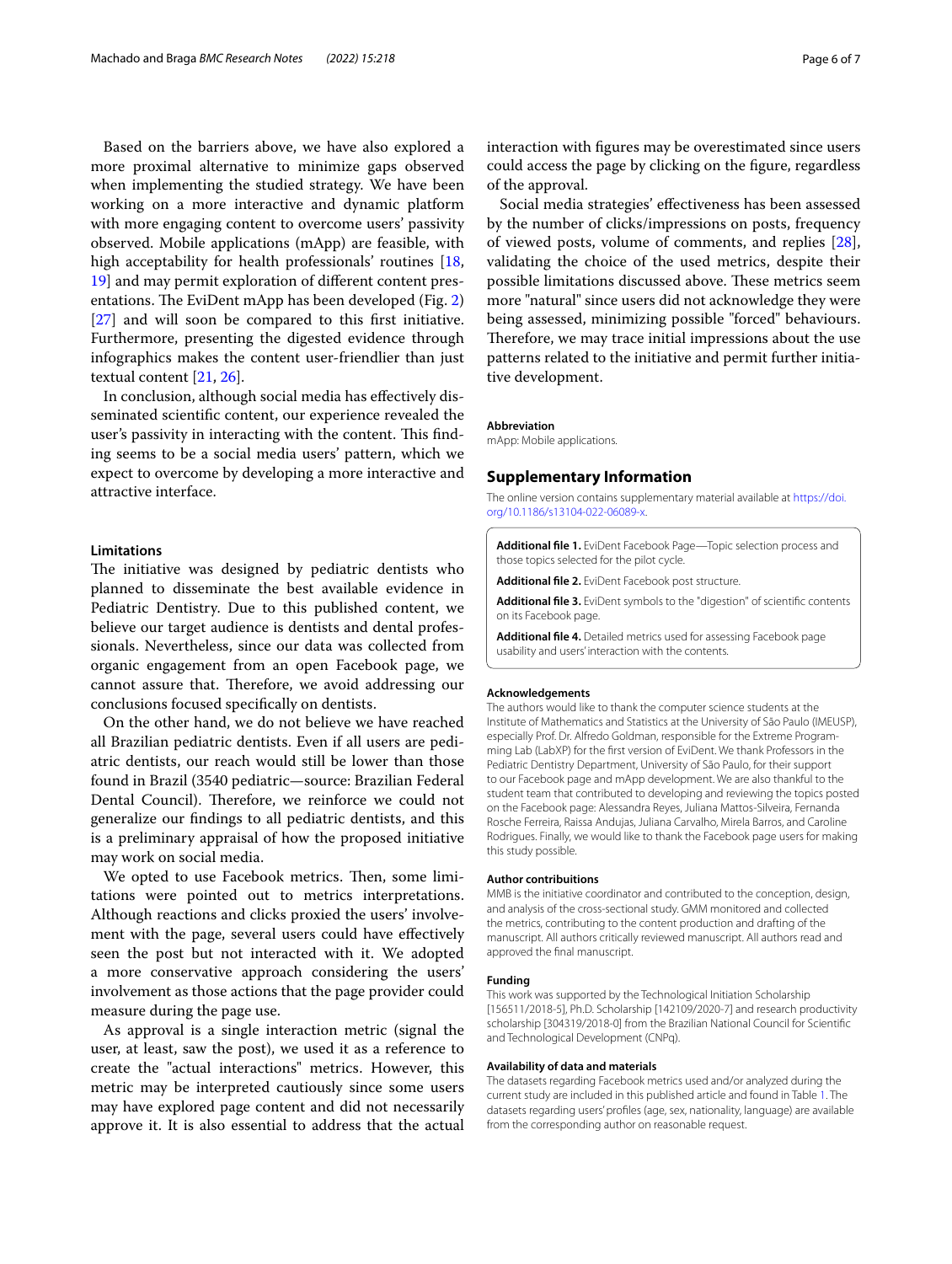Based on the barriers above, we have also explored a more proximal alternative to minimize gaps observed when implementing the studied strategy. We have been working on a more interactive and dynamic platform with more engaging content to overcome users' passivity observed. Mobile applications (mApp) are feasible, with high acceptability for health professionals' routines [18, 19] and may permit exploration of different content presentations. The EviDent mApp has been developed (Fig. 2) [27] and will soon be compared to this first initiative. Furthermore, presenting the digested evidence through infographics makes the content user-friendlier than just textual content [21, 26].

In conclusion, although social media has effectively disseminated scientific content, our experience revealed the user's passivity in interacting with the content. This finding seems to be a social media users' pattern, which we expect to overcome by developing a more interactive and attractive interface.

## Limitations

The initiative was designed by pediatric dentists who planned to disseminate the best available evidence in Pediatric Dentistry. Due to this published content, we believe our target audience is dentists and dental professionals. Nevertheless, since our data was collected from organic engagement from an open Facebook page, we cannot assure that. Therefore, we avoid addressing our conclusions focused specifically on dentists.

On the other hand, we do not believe we have reached all Brazilian pediatric dentists. Even if all users are pediatric dentists, our reach would still be lower than those found in Brazil (3540 pediatric—source: Brazilian Federal Dental Council). Therefore, we reinforce we could not generalize our findings to all pediatric dentists, and this is a preliminary appraisal of how the proposed initiative may work on social media.

We opted to use Facebook metrics. Then, some limitations were pointed out to metrics interpretations. Although reactions and clicks proxied the users' involvement with the page, several users could have effectively seen the post but not interacted with it. We adopted a more conservative approach considering the users' involvement as those actions that the page provider could measure during the page use.

As approval is a single interaction metric (signal the user, at least, saw the post), we used it as a reference to create the "actual interactions" metrics. However, this metric may be interpreted cautiously since some users may have explored page content and did not necessarily approve it. It is also essential to address that the actual interaction with figures may be overestimated since users could access the page by clicking on the figure, regardless of the approval.

Social media strategies' effectiveness has been assessed by the number of clicks/impressions on posts, frequency of viewed posts, volume of comments, and replies [28], validating the choice of the used metrics, despite their possible limitations discussed above. These metrics seem more "natural" since users did not acknowledge they were being assessed, minimizing possible "forced" behaviours. Therefore, we may trace initial impressions about the use patterns related to the initiative and permit further initiative development.

#### Abbreviation

mApp: Mobile applications.

## Supplementary Information

The online version contains supplementary material available at https://doi.org/10.1186/s13104-022-06089-x.

**Additional file 1.** EviDent Facebook Page—Topic selection process and those topics selected for the pilot cycle.

**Additional file 2.** EviDent Facebook post structure.

**Additional file 3.** EviDent symbols to the "digestion" of scientific contents on its Facebook page.

**Additional file 4.** Detailed metrics used for assessing Facebook page usability and users' interaction with the contents.

#### Acknowledgements

The authors would like to thank the computer science students at the Institute of Mathematics and Statistics at the University of São Paulo (IMEUSP), especially Prof. Dr. Alfredo Goldman, responsible for the Extreme Programming Lab (LabXP) for the first version of EviDent. We thank Professors in the Pediatric Dentistry Department, University of São Paulo, for their support to our Facebook page and mApp development. We are also thankful to the student team that contributed to developing and reviewing the topics posted on the Facebook page: Alessandra Reyes, Juliana Mattos-Silveira, Fernanda Rosche Ferreira, Raissa Andujas, Juliana Carvalho, Mirela Barros, and Caroline Rodrigues. Finally, we would like to thank the Facebook page users for making this study possible.

#### Author contribuitions

MMB is the initiative coordinator and contributed to the conception, design, and analysis of the cross-sectional study. GMM monitored and collected the metrics, contributing to the content production and drafting of the manuscript. All authors critically reviewed manuscript. All authors read and approved the final manuscript.

#### Funding

This work was supported by the Technological Initiation Scholarship [156511/2018-5], Ph.D. Scholarship [142109/2020-7] and research productivity scholarship [304319/2018-0] from the Brazilian National Council for Scientific and Technological Development (CNPq).

#### Availability of data and materials

The datasets regarding Facebook metrics used and/or analyzed during the current study are included in this published article and found in Table 1. The datasets regarding users' profiles (age, sex, nationality, language) are available from the corresponding author on reasonable request.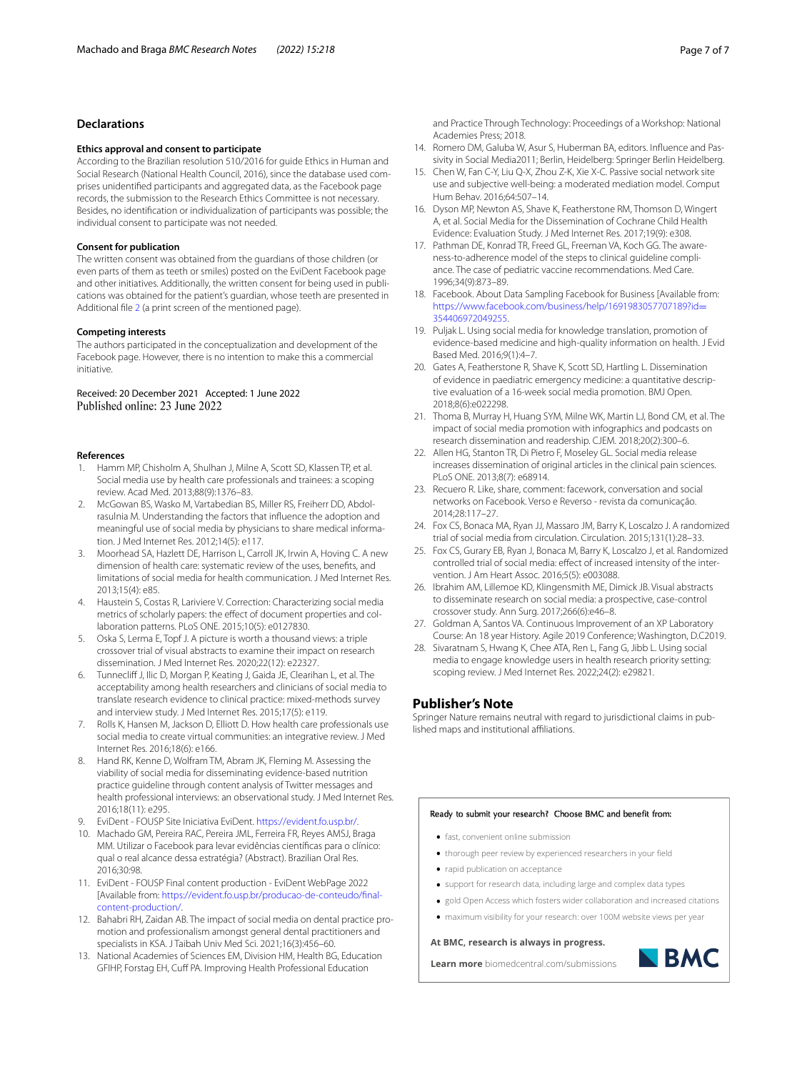## Declarations

### Ethics approval and consent to participate

According to the Brazilian resolution 510/2016 for guide Ethics in Human and Social Research (National Health Council, 2016), since the database used comprises unidentified participants and aggregated data, as the Facebook page records, the submission to the Research Ethics Committee is not necessary. Besides, no identification or individualization of participants was possible; the individual consent to participate was not needed.

### Consent for publication

The written consent was obtained from the guardians of those children (or even parts of them as teeth or smiles) posted on the EviDent Facebook page and other initiatives. Additionally, the written consent for being used in publications was obtained for the patient's guardian, whose teeth are presented in Additional file 2 (a print screen of the mentioned page).

### Competing interests

The authors participated in the conceptualization and development of the Facebook page. However, there is no intention to make this a commercial initiative.

Received: 20 December 2021 Accepted: 1 June 2022
Published online: 23 June 2022

### References

1. Hamm MP, Chisholm A, Shulhan J, Milne A, Scott SD, Klassen TP, et al. Social media use by health care professionals and trainees: a scoping review. Acad Med. 2013;88(9):1376–83.
2. McGowan BS, Wasko M, Vartabedian BS, Miller RS, Freiherr DD, Abdolrasulnia M. Understanding the factors that influence the adoption and meaningful use of social media by physicians to share medical information. J Med Internet Res. 2012;14(5): e117.
3. Moorhead SA, Hazlett DE, Harrison L, Carroll JK, Irwin A, Hoving C. A new dimension of health care: systematic review of the uses, benefits, and limitations of social media for health communication. J Med Internet Res. 2013;15(4): e85.
4. Haustein S, Costas R, Lariviere V. Correction: Characterizing social media metrics of scholarly papers: the effect of document properties and collaboration patterns. PLoS ONE. 2015;10(5): e0127830.
5. Oska S, Lerma E, Topf J. A picture is worth a thousand views: a triple crossover trial of visual abstracts to examine their impact on research dissemination. J Med Internet Res. 2020;22(12): e22327.
6. Tunnecliff J, Ilic D, Morgan P, Keating J, Gaida JE, Clearihan L, et al. The acceptability among health researchers and clinicians of social media to translate research evidence to clinical practice: mixed-methods survey and interview study. J Med Internet Res. 2015;17(5): e119.
7. Rolls K, Hansen M, Jackson D, Elliott D. How health care professionals use social media to create virtual communities: an integrative review. J Med Internet Res. 2016;18(6): e166.
8. Hand RK, Kenne D, Wolfram TM, Abram JK, Fleming M. Assessing the viability of social media for disseminating evidence-based nutrition practice guideline through content analysis of Twitter messages and health professional interviews: an observational study. J Med Internet Res. 2016;18(11): e295.
9. EviDent - FOUSP Site Iniciativa EviDent. https://evident.fo.usp.br/.
10. Machado GM, Pereira RAC, Pereira JML, Ferreira FR, Reyes AMSJ, Braga MM. Utilizar o Facebook para levar evidências científicas para o clínico: qual o real alcance dessa estratégia? (Abstract). Brazilian Oral Res. 2016;30:98.
11. EviDent - FOUSP Final content production - EviDent WebPage 2022 [Available from: https://evident.fo.usp.br/producao-de-conteudo/final-content-production/.
12. Bahabri RH, Zaidan AB. The impact of social media on dental practice promotion and professionalism amongst general dental practitioners and specialists in KSA. J Taibah Univ Med Sci. 2021;16(3):456–60.
13. National Academies of Sciences EM, Division HM, Health BG, Education GFIHP, Forstag EH, Cuff PA. Improving Health Professional Education and Practice Through Technology: Proceedings of a Workshop: National Academies Press; 2018.
14. Romero DM, Galuba W, Asur S, Huberman BA, editors. Influence and Passivity in Social Media2011; Berlin, Heidelberg: Springer Berlin Heidelberg.
15. Chen W, Fan C-Y, Liu Q-X, Zhou Z-K, Xie X-C. Passive social network site use and subjective well-being: a moderated mediation model. Comput Hum Behav. 2016;64:507–14.
16. Dyson MP, Newton AS, Shave K, Featherstone RM, Thomson D, Wingert A, et al. Social Media for the Dissemination of Cochrane Child Health Evidence: Evaluation Study. J Med Internet Res. 2017;19(9): e308.
17. Pathman DE, Konrad TR, Freed GL, Freeman VA, Koch GG. The awareness-to-adherence model of the steps to clinical guideline compliance. The case of pediatric vaccine recommendations. Med Care. 1996;34(9):873–89.
18. Facebook. About Data Sampling Facebook for Business [Available from: https://www.facebook.com/business/help/1691983057707189?id=354406972049255.
19. Puljak L. Using social media for knowledge translation, promotion of evidence-based medicine and high-quality information on health. J Evid Based Med. 2016;9(1):4–7.
20. Gates A, Featherstone R, Shave K, Scott SD, Hartling L. Dissemination of evidence in paediatric emergency medicine: a quantitative descriptive evaluation of a 16-week social media promotion. BMJ Open. 2018;8(6):e022298.
21. Thoma B, Murray H, Huang SYM, Milne WK, Martin LJ, Bond CM, et al. The impact of social media promotion with infographics and podcasts on research dissemination and readership. CJEM. 2018;20(2):300–6.
22. Allen HG, Stanton TR, Di Pietro F, Moseley GL. Social media release increases dissemination of original articles in the clinical pain sciences. PLoS ONE. 2013;8(7): e68914.
23. Recuero R. Like, share, comment: facework, conversation and social networks on Facebook. Verso e Reverso - revista da comunicação. 2014;28:117–27.
24. Fox CS, Bonaca MA, Ryan JJ, Massaro JM, Barry K, Loscalzo J. A randomized trial of social media from circulation. Circulation. 2015;131(1):28–33.
25. Fox CS, Gurary EB, Ryan J, Bonaca M, Barry K, Loscalzo J, et al. Randomized controlled trial of social media: effect of increased intensity of the intervention. J Am Heart Assoc. 2016;5(5): e003088.
26. Ibrahim AM, Lillemoe KD, Klingensmith ME, Dimick JB. Visual abstracts to disseminate research on social media: a prospective, case-control crossover study. Ann Surg. 2017;266(6):e46–8.
27. Goldman A, Santos VA. Continuous Improvement of an XP Laboratory Course: An 18 year History. Agile 2019 Conference; Washington, D.C2019.
28. Sivaratnam S, Hwang K, Chee ATA, Ren L, Fang G, Jibb L. Using social media to engage knowledge users in health research priority setting: scoping review. J Med Internet Res. 2022;24(2): e29821.

## Publisher's Note

Springer Nature remains neutral with regard to jurisdictional claims in published maps and institutional affiliations.

Ready to submit your research? Choose BMC and benefit from:

- fast, convenient online submission
- thorough peer review by experienced researchers in your field
- rapid publication on acceptance
- support for research data, including large and complex data types
- gold Open Access which fosters wider collaboration and increased citations
- maximum visibility for your research: over 100M website views per year

**At BMC, research is always in progress.**

**Learn more** biomedcentral.com/submissions